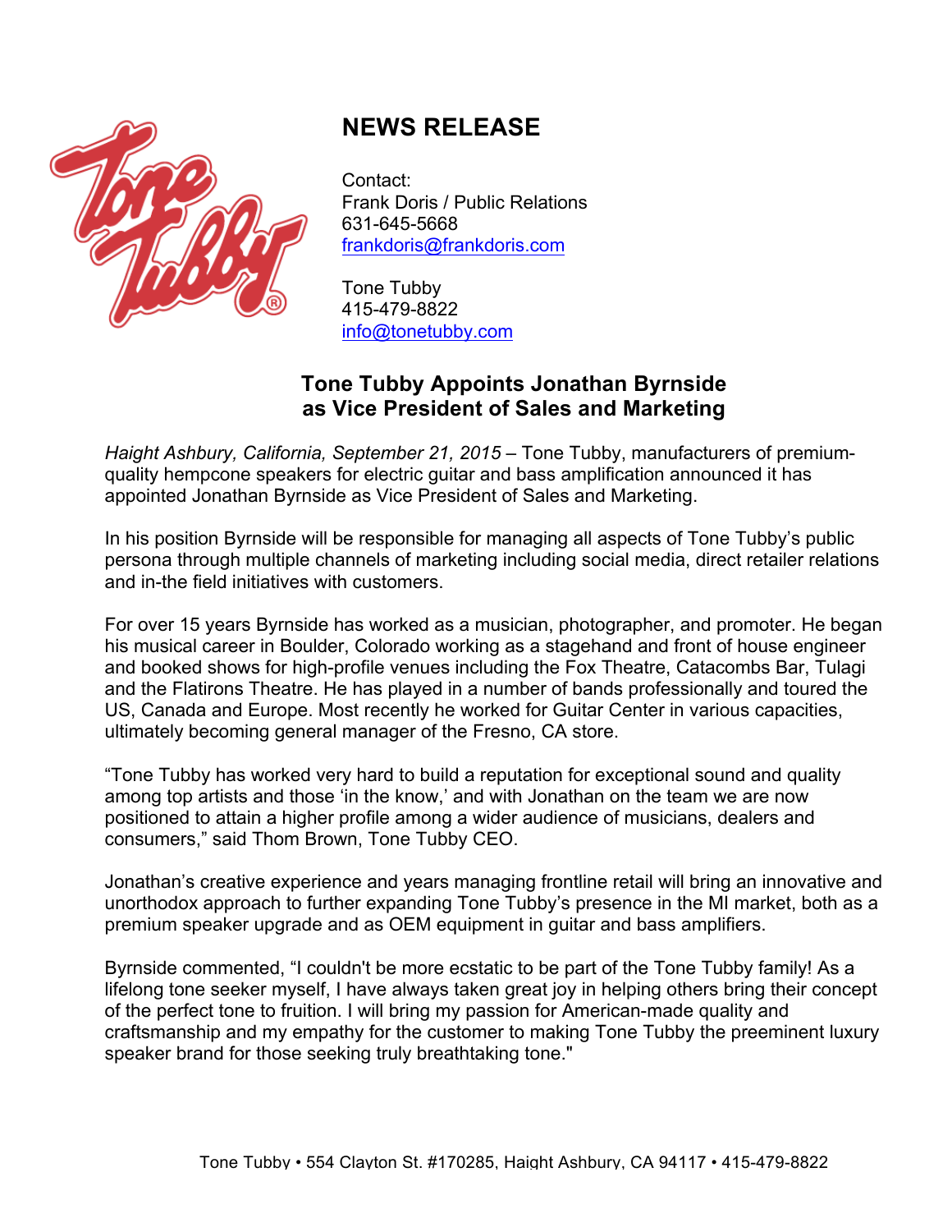# NEWS RELEASE

Contact:
Frank Doris / Public Relations
631-645-5668
frankdoris@frankdoris.com

Tone Tubby
415-479-8822
info@tonetubby.com

## Tone Tubby Appoints Jonathan Byrnside as Vice President of Sales and Marketing

*Haight Ashbury, California, September 21, 2015* – Tone Tubby, manufacturers of premium-quality hempcone speakers for electric guitar and bass amplification announced it has appointed Jonathan Byrnside as Vice President of Sales and Marketing.

In his position Byrnside will be responsible for managing all aspects of Tone Tubby's public persona through multiple channels of marketing including social media, direct retailer relations and in-the field initiatives with customers.

For over 15 years Byrnside has worked as a musician, photographer, and promoter. He began his musical career in Boulder, Colorado working as a stagehand and front of house engineer and booked shows for high-profile venues including the Fox Theatre, Catacombs Bar, Tulagi and the Flatirons Theatre. He has played in a number of bands professionally and toured the US, Canada and Europe. Most recently he worked for Guitar Center in various capacities, ultimately becoming general manager of the Fresno, CA store.

"Tone Tubby has worked very hard to build a reputation for exceptional sound and quality among top artists and those 'in the know,' and with Jonathan on the team we are now positioned to attain a higher profile among a wider audience of musicians, dealers and consumers," said Thom Brown, Tone Tubby CEO.

Jonathan's creative experience and years managing frontline retail will bring an innovative and unorthodox approach to further expanding Tone Tubby's presence in the MI market, both as a premium speaker upgrade and as OEM equipment in guitar and bass amplifiers.

Byrnside commented, "I couldn't be more ecstatic to be part of the Tone Tubby family! As a lifelong tone seeker myself, I have always taken great joy in helping others bring their concept of the perfect tone to fruition. I will bring my passion for American-made quality and craftsmanship and my empathy for the customer to making Tone Tubby the preeminent luxury speaker brand for those seeking truly breathtaking tone."

Tone Tubby • 554 Clayton St. #170285, Haight Ashbury, CA 94117 • 415-479-8822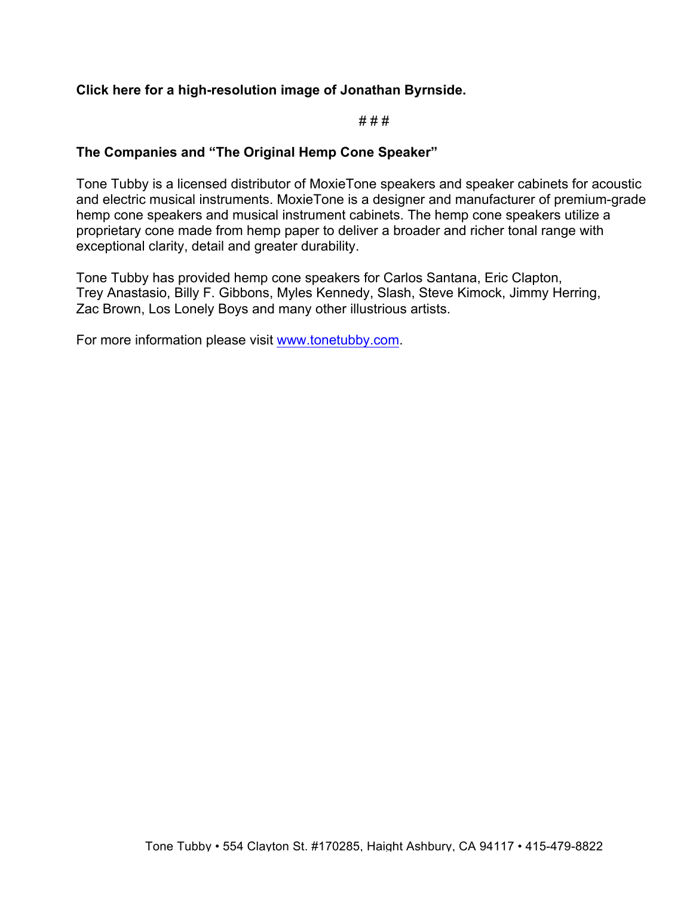**Click here for a high-resolution image of Jonathan Byrnside.**

# # #

**The Companies and "The Original Hemp Cone Speaker"**

Tone Tubby is a licensed distributor of MoxieTone speakers and speaker cabinets for acoustic and electric musical instruments. MoxieTone is a designer and manufacturer of premium-grade hemp cone speakers and musical instrument cabinets. The hemp cone speakers utilize a proprietary cone made from hemp paper to deliver a broader and richer tonal range with exceptional clarity, detail and greater durability.

Tone Tubby has provided hemp cone speakers for Carlos Santana, Eric Clapton, Trey Anastasio, Billy F. Gibbons, Myles Kennedy, Slash, Steve Kimock, Jimmy Herring, Zac Brown, Los Lonely Boys and many other illustrious artists.

For more information please visit www.tonetubby.com.

Tone Tubby • 554 Clayton St. #170285, Haight Ashbury, CA 94117 • 415-479-8822